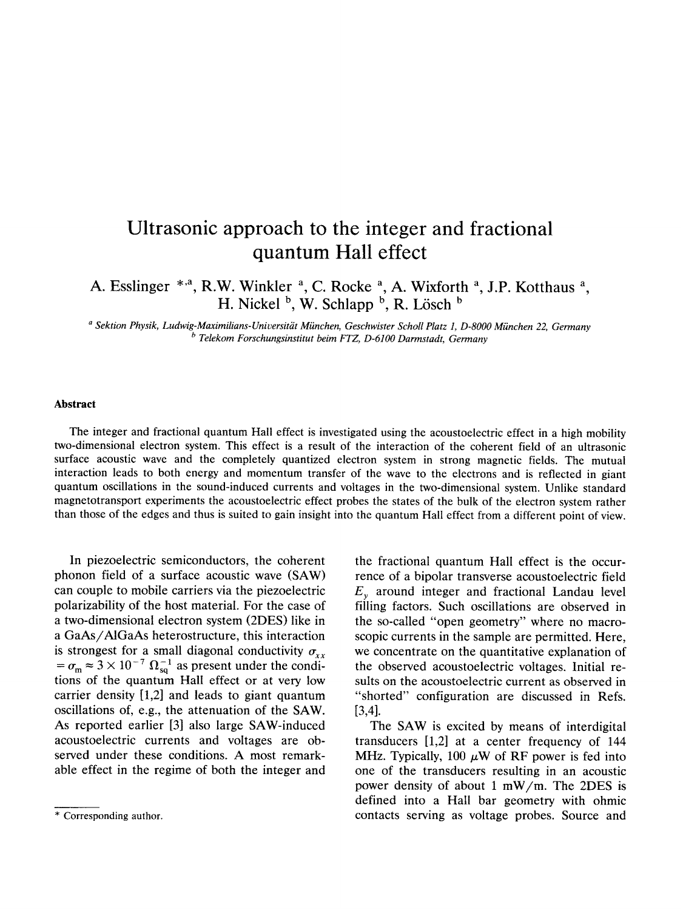# Ultrasonic approach to the integer and fractional quantum Hall effect

A. Esslinger [*,a], R.W. Winkler [a], C. Rocke [a], A. Wixforth [a], J.P. Kotthaus [a], H. Nickel [b], W. Schlapp [b], R. Lösch [b]

[a] *Sektion Physik, Ludwig-Maximilians-Universität München, Geschwister Scholl Platz 1, D-8000 München 22, Germany*
[b] *Telekom Forschungsinstitut beim FTZ, D-6100 Darmstadt, Germany*

### Abstract

The integer and fractional quantum Hall effect is investigated using the acoustoelectric effect in a high mobility two-dimensional electron system. This effect is a result of the interaction of the coherent field of an ultrasonic surface acoustic wave and the completely quantized electron system in strong magnetic fields. The mutual interaction leads to both energy and momentum transfer of the wave to the electrons and is reflected in giant quantum oscillations in the sound-induced currents and voltages in the two-dimensional system. Unlike standard magnetotransport experiments the acoustoelectric effect probes the states of the bulk of the electron system rather than those of the edges and thus is suited to gain insight into the quantum Hall effect from a different point of view.

In piezoelectric semiconductors, the coherent phonon field of a surface acoustic wave (SAW) can couple to mobile carriers via the piezoelectric polarizability of the host material. For the case of a two-dimensional electron system (2DES) like in a GaAs/AlGaAs heterostructure, this interaction is strongest for a small diagonal conductivity $\sigma_{xx} = \sigma_m \approx 3 \times 10^{-7}\ \Omega_{sq}^{-1}$ as present under the conditions of the quantum Hall effect or at very low carrier density [1,2] and leads to giant quantum oscillations of, e.g., the attenuation of the SAW. As reported earlier [3] also large SAW-induced acoustoelectric currents and voltages are observed under these conditions. A most remarkable effect in the regime of both the integer and the fractional quantum Hall effect is the occurrence of a bipolar transverse acoustoelectric field $E_y$ around integer and fractional Landau level filling factors. Such oscillations are observed in the so-called "open geometry" where no macroscopic currents in the sample are permitted. Here, we concentrate on the quantitative explanation of the observed acoustoelectric voltages. Initial results on the acoustoelectric current as observed in "shorted" configuration are discussed in Refs. [3,4].

The SAW is excited by means of interdigital transducers [1,2] at a center frequency of 144 MHz. Typically, 100 $\mu$W of RF power is fed into one of the transducers resulting in an acoustic power density of about 1 mW/m. The 2DES is defined into a Hall bar geometry with ohmic contacts serving as voltage probes. Source and

* Corresponding author.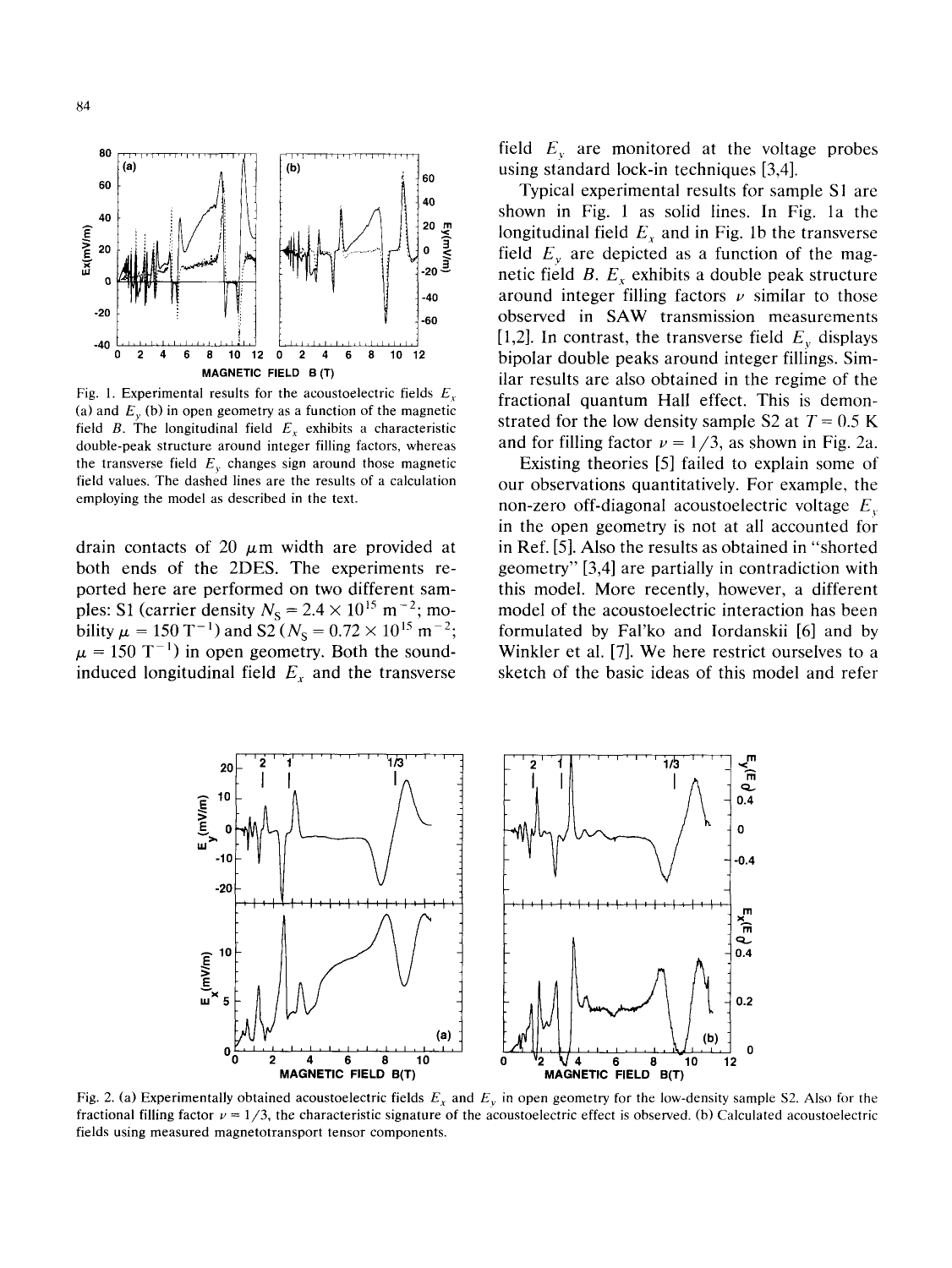Fig. 1. Experimental results for the acoustoelectric fields $E_x$ (a) and $E_y$ (b) in open geometry as a function of the magnetic field $B$. The longitudinal field $E_x$ exhibits a characteristic double-peak structure around integer filling factors, whereas the transverse field $E_y$ changes sign around those magnetic field values. The dashed lines are the results of a calculation employing the model as described in the text.

drain contacts of 20 $\mu$m width are provided at both ends of the 2DES. The experiments reported here are performed on two different samples: S1 (carrier density $N_S = 2.4 \times 10^{15}$ m$^{-2}$; mobility $\mu = 150$ T$^{-1}$) and S2 ($N_S = 0.72 \times 10^{15}$ m$^{-2}$; $\mu = 150$ T$^{-1}$) in open geometry. Both the sound-induced longitudinal field $E_x$ and the transverse field $E_y$ are monitored at the voltage probes using standard lock-in techniques [3,4].

Typical experimental results for sample S1 are shown in Fig. 1 as solid lines. In Fig. 1a the longitudinal field $E_x$ and in Fig. 1b the transverse field $E_y$ are depicted as a function of the magnetic field $B$. $E_x$ exhibits a double peak structure around integer filling factors $\nu$ similar to those observed in SAW transmission measurements [1,2]. In contrast, the transverse field $E_y$ displays bipolar double peaks around integer fillings. Similar results are also obtained in the regime of the fractional quantum Hall effect. This is demonstrated for the low density sample S2 at $T = 0.5$ K and for filling factor $\nu = 1/3$, as shown in Fig. 2a.

Existing theories [5] failed to explain some of our observations quantitatively. For example, the non-zero off-diagonal acoustoelectric voltage $E_y$ in the open geometry is not at all accounted for in Ref. [5]. Also the results as obtained in "shorted geometry" [3,4] are partially in contradiction with this model. More recently, however, a different model of the acoustoelectric interaction has been formulated by Fal'ko and Iordanskii [6] and by Winkler et al. [7]. We here restrict ourselves to a sketch of the basic ideas of this model and refer

Fig. 2. (a) Experimentally obtained acoustoelectric fields $E_x$ and $E_y$ in open geometry for the low-density sample S2. Also for the fractional filling factor $\nu = 1/3$, the characteristic signature of the acoustoelectric effect is observed. (b) Calculated acoustoelectric fields using measured magnetotransport tensor components.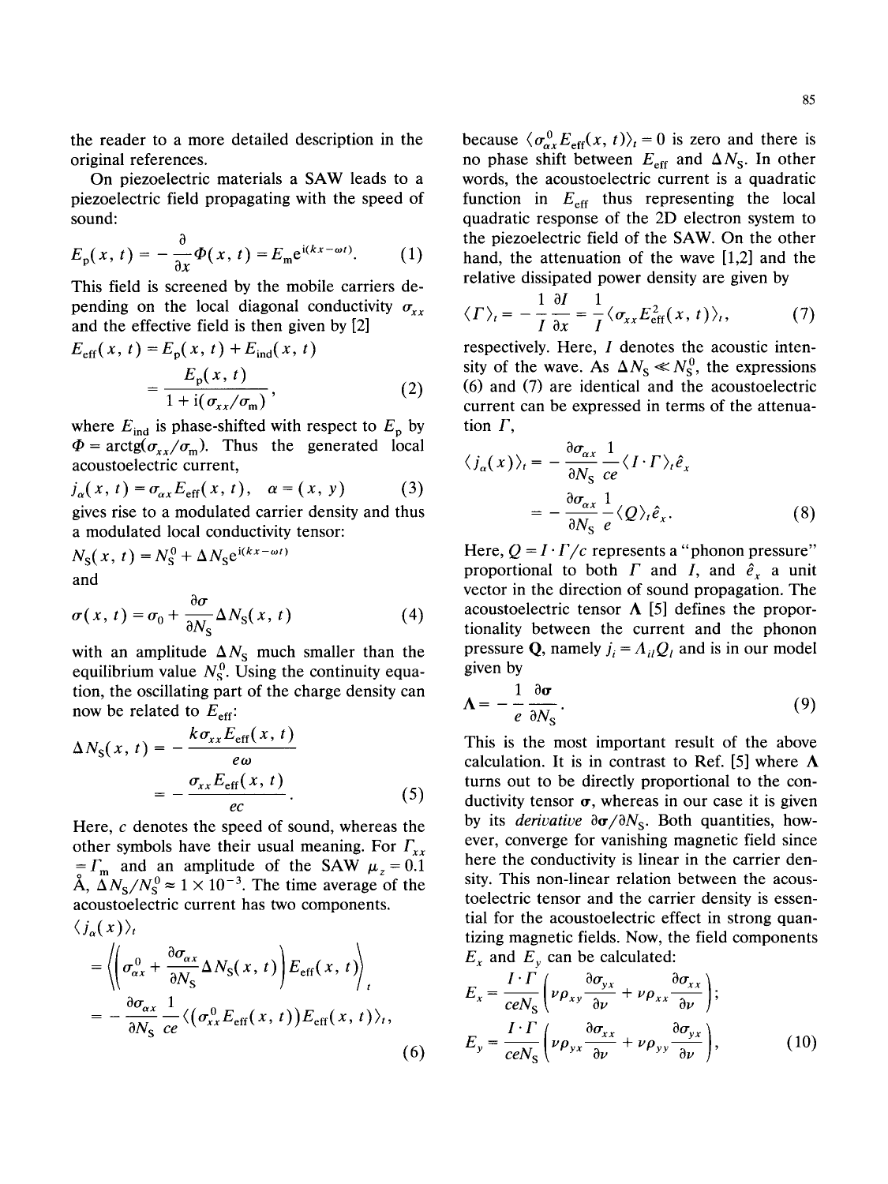the reader to a more detailed description in the original references.

On piezoelectric materials a SAW leads to a piezoelectric field propagating with the speed of sound:

$$E_p(x, t) = -\frac{\partial}{\partial x}\Phi(x, t) = E_m e^{i(kx-\omega t)}. \quad (1)$$

This field is screened by the mobile carriers depending on the local diagonal conductivity $\sigma_{xx}$ and the effective field is then given by [2]

$$E_{eff}(x, t) = E_p(x, t) + E_{ind}(x, t) = \frac{E_p(x, t)}{1 + i(\sigma_{xx}/\sigma_m)}, \quad (2)$$

where $E_{ind}$ is phase-shifted with respect to $E_p$ by $\Phi = \text{arctg}(\sigma_{xx}/\sigma_m)$. Thus the generated local acoustoelectric current,

$$j_\alpha(x, t) = \sigma_{\alpha x} E_{eff}(x, t), \quad \alpha = (x, y) \quad (3)$$

gives rise to a modulated carrier density and thus a modulated local conductivity tensor:

$$N_S(x, t) = N_S^0 + \Delta N_S e^{i(kx-\omega t)}$$

and

$$\sigma(x, t) = \sigma_0 + \frac{\partial \sigma}{\partial N_S}\Delta N_S(x, t) \quad (4)$$

with an amplitude $\Delta N_S$ much smaller than the equilibrium value $N_S^0$. Using the continuity equation, the oscillating part of the charge density can now be related to $E_{eff}$:

$$\Delta N_S(x, t) = -\frac{k\sigma_{xx}E_{eff}(x, t)}{e\omega} = -\frac{\sigma_{xx}E_{eff}(x, t)}{ec}. \quad (5)$$

Here, $c$ denotes the speed of sound, whereas the other symbols have their usual meaning. For $\Gamma_{xx} = \Gamma_m$ and an amplitude of the SAW $\mu_z = 0.1$ Å, $\Delta N_S/N_S^0 \approx 1 \times 10^{-3}$. The time average of the acoustoelectric current has two components.

$$\langle j_\alpha(x)\rangle_t = \left\langle \left(\sigma_{\alpha x}^0 + \frac{\partial \sigma_{\alpha x}}{\partial N_S}\Delta N_S(x, t)\right)E_{eff}(x, t)\right\rangle_t = -\frac{\partial \sigma_{\alpha x}}{\partial N_S}\frac{1}{ce}\langle(\sigma_{xx}^0 E_{eff}(x, t))E_{eff}(x, t)\rangle_t, \quad (6)$$

because $\langle \sigma_{\alpha x}^0 E_{eff}(x, t)\rangle_t = 0$ is zero and there is no phase shift between $E_{eff}$ and $\Delta N_S$. In other words, the acoustoelectric current is a quadratic function in $E_{eff}$ thus representing the local quadratic response of the 2D electron system to the piezoelectric field of the SAW. On the other hand, the attenuation of the wave [1,2] and the relative dissipated power density are given by

$$\langle \Gamma \rangle_t = -\frac{1}{I}\frac{\partial I}{\partial x} = \frac{1}{I}\langle \sigma_{xx}E_{eff}^2(x, t)\rangle_t, \quad (7)$$

respectively. Here, $I$ denotes the acoustic intensity of the wave. As $\Delta N_S \ll N_S^0$, the expressions (6) and (7) are identical and the acoustoelectric current can be expressed in terms of the attenuation $\Gamma$,

$$\langle j_\alpha(x)\rangle_t = -\frac{\partial \sigma_{\alpha x}}{\partial N_S}\frac{1}{ce}\langle I \cdot \Gamma\rangle_t \hat{e}_x = -\frac{\partial \sigma_{\alpha x}}{\partial N_S}\frac{1}{e}\langle Q\rangle_t \hat{e}_x. \quad (8)$$

Here, $Q = I \cdot \Gamma/c$ represents a "phonon pressure" proportional to both $\Gamma$ and $I$, and $\hat{e}_x$ a unit vector in the direction of sound propagation. The acoustoelectric tensor $\mathbf{\Lambda}$ [5] defines the proportionality between the current and the phonon pressure $\mathbf{Q}$, namely $j_i = \Lambda_{il}Q_l$ and is in our model given by

$$\mathbf{\Lambda} = -\frac{1}{e}\frac{\partial \boldsymbol{\sigma}}{\partial N_S}. \quad (9)$$

This is the most important result of the above calculation. It is in contrast to Ref. [5] where $\mathbf{\Lambda}$ turns out to be directly proportional to the conductivity tensor $\boldsymbol{\sigma}$, whereas in our case it is given by its *derivative* $\partial\boldsymbol{\sigma}/\partial N_S$. Both quantities, however, converge for vanishing magnetic field since here the conductivity is linear in the carrier density. This non-linear relation between the acoustoelectric tensor and the carrier density is essential for the acoustoelectric effect in strong quantizing magnetic fields. Now, the field components $E_x$ and $E_y$ can be calculated:

$$E_x = \frac{I \cdot \Gamma}{ceN_S}\left(\nu\rho_{xy}\frac{\partial \sigma_{yx}}{\partial \nu} + \nu\rho_{xx}\frac{\partial \sigma_{xx}}{\partial \nu}\right);$$

$$E_y = \frac{I \cdot \Gamma}{ceN_S}\left(\nu\rho_{yx}\frac{\partial \sigma_{xx}}{\partial \nu} + \nu\rho_{yy}\frac{\partial \sigma_{yx}}{\partial \nu}\right), \quad (10)$$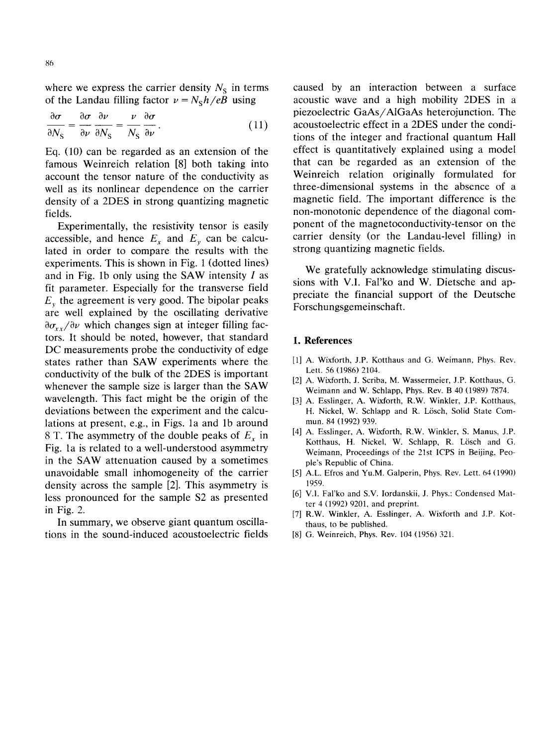where we express the carrier density $N_S$ in terms of the Landau filling factor $\nu = N_S h/eB$ using

$$\frac{\partial\sigma}{\partial N_S} = \frac{\partial\sigma}{\partial\nu}\frac{\partial\nu}{\partial N_S} = \frac{\nu}{N_S}\frac{\partial\sigma}{\partial\nu}. \tag{11}$$

Eq. (10) can be regarded as an extension of the famous Weinreich relation [8] both taking into account the tensor nature of the conductivity as well as its nonlinear dependence on the carrier density of a 2DES in strong quantizing magnetic fields.

Experimentally, the resistivity tensor is easily accessible, and hence $E_x$ and $E_y$ can be calculated in order to compare the results with the experiments. This is shown in Fig. 1 (dotted lines) and in Fig. 1b only using the SAW intensity $I$ as fit parameter. Especially for the transverse field $E_y$ the agreement is very good. The bipolar peaks are well explained by the oscillating derivative $\partial\sigma_{xx}/\partial\nu$ which changes sign at integer filling factors. It should be noted, however, that standard DC measurements probe the conductivity of edge states rather than SAW experiments where the conductivity of the bulk of the 2DES is important whenever the sample size is larger than the SAW wavelength. This fact might be the origin of the deviations between the experiment and the calculations at present, e.g., in Figs. 1a and 1b around 8 T. The asymmetry of the double peaks of $E_x$ in Fig. 1a is related to a well-understood asymmetry in the SAW attenuation caused by a sometimes unavoidable small inhomogeneity of the carrier density across the sample [2]. This asymmetry is less pronounced for the sample S2 as presented in Fig. 2.

In summary, we observe giant quantum oscillations in the sound-induced acoustoelectric fields caused by an interaction between a surface acoustic wave and a high mobility 2DES in a piezoelectric GaAs/AlGaAs heterojunction. The acoustoelectric effect in a 2DES under the conditions of the integer and fractional quantum Hall effect is quantitatively explained using a model that can be regarded as an extension of the Weinreich relation originally formulated for three-dimensional systems in the absence of a magnetic field. The important difference is the non-monotonic dependence of the diagonal component of the magnetoconductivity-tensor on the carrier density (or the Landau-level filling) in strong quantizing magnetic fields.

We gratefully acknowledge stimulating discussions with V.I. Fal'ko and W. Dietsche and appreciate the financial support of the Deutsche Forschungsgemeinschaft.

## 1. References

[1] A. Wixforth, J.P. Kotthaus and G. Weimann, Phys. Rev. Lett. 56 (1986) 2104.

[2] A. Wixforth, J. Scriba, M. Wassermeier, J.P. Kotthaus, G. Weimann and W. Schlapp, Phys. Rev. B 40 (1989) 7874.

[3] A. Esslinger, A. Wixforth, R.W. Winkler, J.P. Kotthaus, H. Nickel, W. Schlapp and R. Lösch, Solid State Commun. 84 (1992) 939.

[4] A. Esslinger, A. Wixforth, R.W. Winkler, S. Manus, J.P. Kotthaus, H. Nickel, W. Schlapp, R. Lösch and G. Weimann, Proceedings of the 21st ICPS in Beijing, People's Republic of China.

[5] A.L. Efros and Yu.M. Galperin, Phys. Rev. Lett. 64 (1990) 1959.

[6] V.I. Fal'ko and S.V. Iordanskii, J. Phys.: Condensed Matter 4 (1992) 9201, and preprint.

[7] R.W. Winkler, A. Esslinger, A. Wixforth and J.P. Kotthaus, to be published.

[8] G. Weinreich, Phys. Rev. 104 (1956) 321.